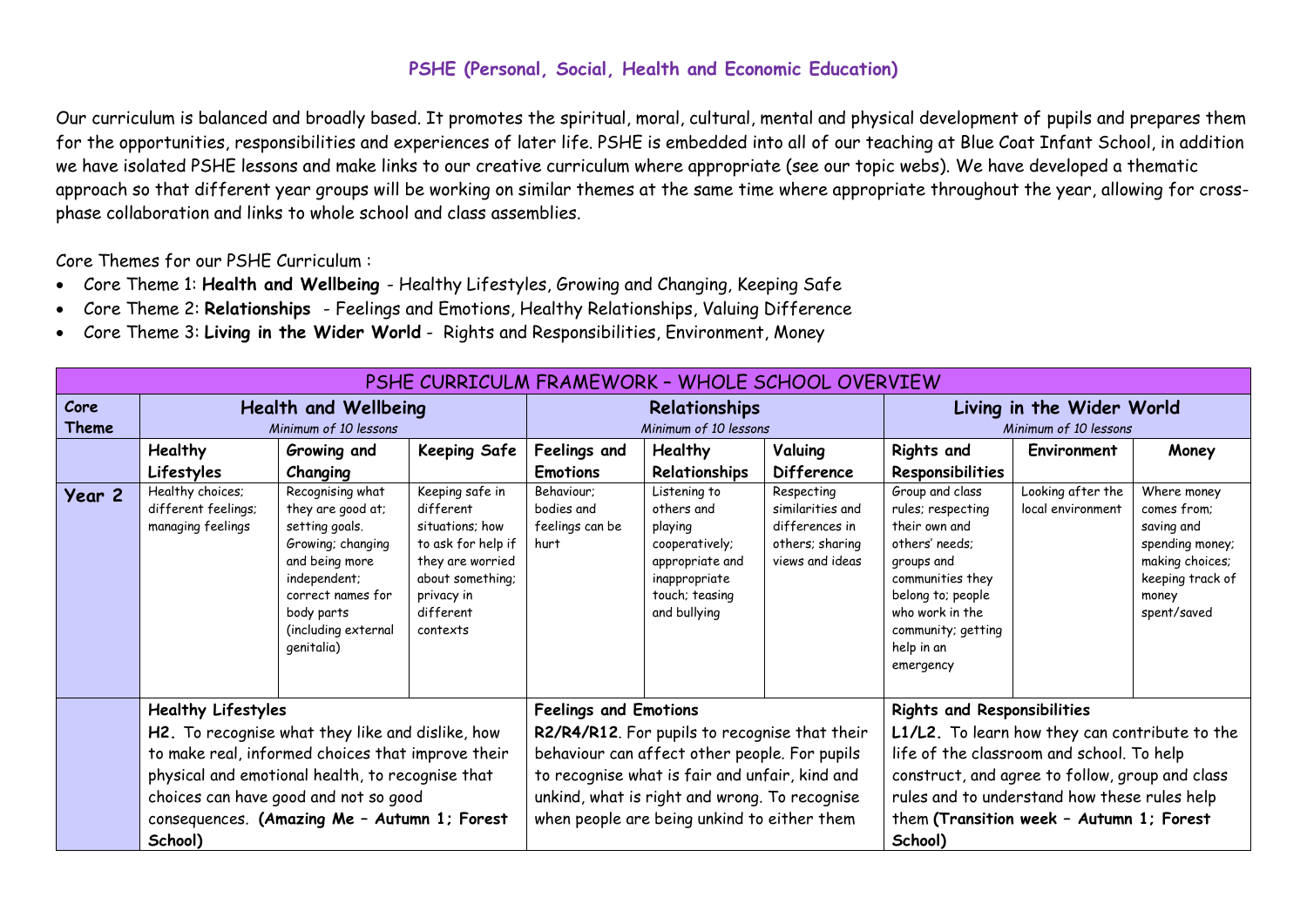## PSHE (Personal, Social, Health and Economic Education)

Our curriculum is balanced and broadly based. It promotes the spiritual, moral, cultural, mental and physical development of pupils and prepares them for the opportunities, responsibilities and experiences of later life. PSHE is embedded into all of our teaching at Blue Coat Infant School, in addition we have isolated PSHE lessons and make links to our creative curriculum where appropriate (see our topic webs). We have developed a thematic approach so that different year groups will be working on similar themes at the same time where appropriate throughout the year, allowing for cross-phase collaboration and links to whole school and class assemblies.

Core Themes for our PSHE Curriculum :

- Core Theme 1: **Health and Wellbeing** - Healthy Lifestyles, Growing and Changing, Keeping Safe
- Core Theme 2: **Relationships** - Feelings and Emotions, Healthy Relationships, Valuing Difference
- Core Theme 3: **Living in the Wider World** - Rights and Responsibilities, Environment, Money

| PSHE CURRICULUM FRAMEWORK – WHOLE SCHOOL OVERVIEW | | | | | | | | | |
|---|---|---|---|---|---|---|---|---|---|
| **Core Theme** | **Health and Wellbeing** *Minimum of 10 lessons* | | | **Relationships** *Minimum of 10 lessons* | | | **Living in the Wider World** *Minimum of 10 lessons* | | |
| | **Healthy Lifestyles** | **Growing and Changing** | **Keeping Safe** | **Feelings and Emotions** | **Healthy Relationships** | **Valuing Difference** | **Rights and Responsibilities** | **Environment** | **Money** |
| **Year 2** | Healthy choices; different feelings; managing feelings | Recognising what they are good at; setting goals. Growing; changing and being more independent; correct names for body parts (including external genitalia) | Keeping safe in different situations; how to ask for help if they are worried about something; privacy in different contexts | Behaviour; bodies and feelings can be hurt | Listening to others and playing cooperatively; appropriate and inappropriate touch; teasing and bullying | Respecting similarities and differences in others; sharing views and ideas | Group and class rules; respecting their own and others' needs; groups and communities they belong to; people who work in the community; getting help in an emergency | Looking after the local environment | Where money comes from; saving and spending money; making choices; keeping track of money spent/saved |
| | **Healthy Lifestyles** **H2.** To recognise what they like and dislike, how to make real, informed choices that improve their physical and emotional health, to recognise that choices can have good and not so good consequences. **(Amazing Me – Autumn 1; Forest School)** | | | **Feelings and Emotions** **R2/R4/R12**. For pupils to recognise that their behaviour can affect other people. For pupils to recognise what is fair and unfair, kind and unkind, what is right and wrong. To recognise when people are being unkind to either them | | | **Rights and Responsibilities** **L1/L2.** To learn how they can contribute to the life of the classroom and school. To help construct, and agree to follow, group and class rules and to understand how these rules help them **(Transition week – Autumn 1; Forest School)** | | |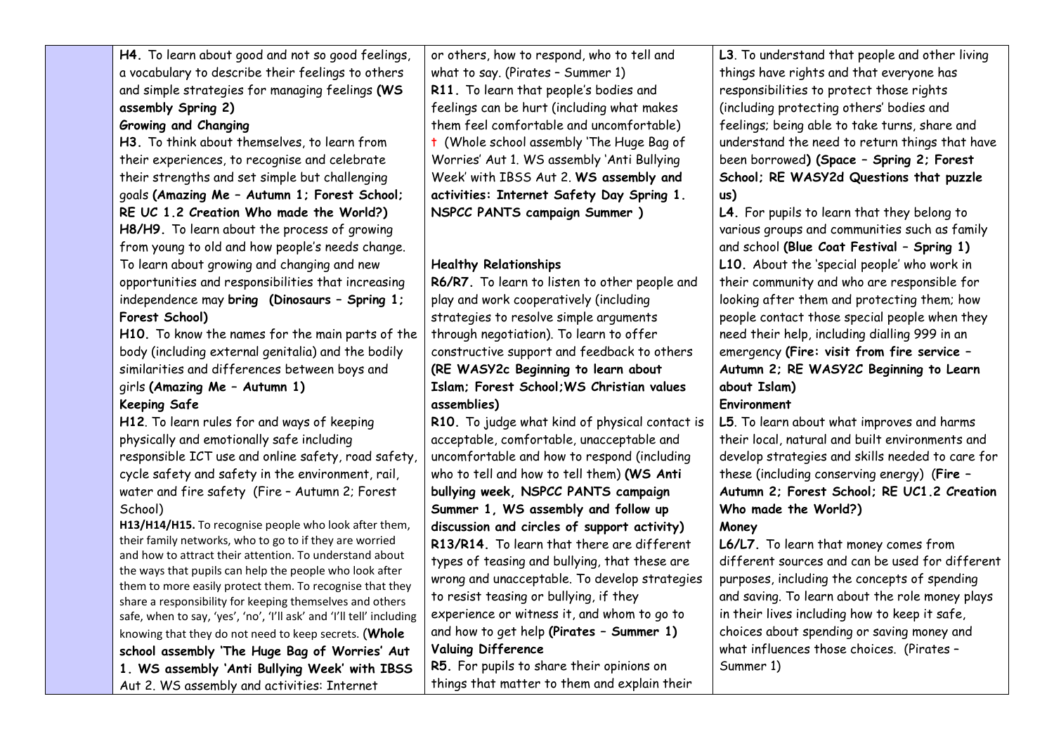| | | | |
|---|---|---|---|
| | **H4.** To learn about good and not so good feelings, a vocabulary to describe their feelings to others and simple strategies for managing feelings **(WS assembly Spring 2)**<br>**Growing and Changing**<br>**H3.** To think about themselves, to learn from their experiences, to recognise and celebrate their strengths and set simple but challenging goals **(Amazing Me – Autumn 1; Forest School; RE UC 1.2 Creation Who made the World?)**<br>**H8/H9.** To learn about the process of growing from young to old and how people's needs change. To learn about growing and changing and new opportunities and responsibilities that increasing independence may **bring (Dinosaurs – Spring 1; Forest School)**<br>**H10.** To know the names for the main parts of the body (including external genitalia) and the bodily similarities and differences between boys and girls **(Amazing Me – Autumn 1)**<br>**Keeping Safe**<br>**H12**. To learn rules for and ways of keeping physically and emotionally safe including responsible ICT use and online safety, road safety, cycle safety and safety in the environment, rail, water and fire safety (Fire – Autumn 2; Forest School)<br>**H13/H14/H15.** To recognise people who look after them, their family networks, who to go to if they are worried and how to attract their attention. To understand about the ways that pupils can help the people who look after them to more easily protect them. To recognise that they share a responsibility for keeping themselves and others safe, when to say, 'yes', 'no', 'I'll ask' and 'I'll tell' including knowing that they do not need to keep secrets. (**Whole school assembly 'The Huge Bag of Worries' Aut 1. WS assembly 'Anti Bullying Week' with IBSS** Aut 2. WS assembly and activities: Internet | or others, how to respond, who to tell and what to say. (Pirates – Summer 1)<br>**R11.** To learn that people's bodies and feelings can be hurt (including what makes them feel comfortable and uncomfortable)<br>† (Whole school assembly 'The Huge Bag of Worries' Aut 1. WS assembly 'Anti Bullying Week' with IBSS Aut 2. **WS assembly and activities: Internet Safety Day Spring 1. NSPCC PANTS campaign Summer )**<br><br>**Healthy Relationships**<br>**R6/R7.** To learn to listen to other people and play and work cooperatively (including strategies to resolve simple arguments through negotiation). To learn to offer constructive support and feedback to others **(RE WASY2c Beginning to learn about Islam; Forest School;WS Christian values assemblies)**<br>**R10.** To judge what kind of physical contact is acceptable, comfortable, unacceptable and uncomfortable and how to respond (including who to tell and how to tell them) **(WS Anti bullying week, NSPCC PANTS campaign Summer 1, WS assembly and follow up discussion and circles of support activity)**<br>**R13/R14.** To learn that there are different types of teasing and bullying, that these are wrong and unacceptable. To develop strategies to resist teasing or bullying, if they experience or witness it, and whom to go to and how to get help **(Pirates – Summer 1)**<br>**Valuing Difference**<br>**R5.** For pupils to share their opinions on things that matter to them and explain their | **L3**. To understand that people and other living things have rights and that everyone has responsibilities to protect those rights (including protecting others' bodies and feelings; being able to take turns, share and understand the need to return things that have been borrowed**) (Space – Spring 2; Forest School; RE WASY2d Questions that puzzle us)**<br>**L4.** For pupils to learn that they belong to various groups and communities such as family and school **(Blue Coat Festival – Spring 1)**<br>**L10.** About the 'special people' who work in their community and who are responsible for looking after them and protecting them; how people contact those special people when they need their help, including dialling 999 in an emergency **(Fire: visit from fire service – Autumn 2; RE WASY2C Beginning to Learn about Islam)**<br>**Environment**<br>**L5**. To learn about what improves and harms their local, natural and built environments and develop strategies and skills needed to care for these (including conserving energy) (**Fire – Autumn 2; Forest School; RE UC1.2 Creation Who made the World?)**<br>**Money**<br>**L6/L7.** To learn that money comes from different sources and can be used for different purposes, including the concepts of spending and saving. To learn about the role money plays in their lives including how to keep it safe, choices about spending or saving money and what influences those choices. (Pirates – Summer 1) |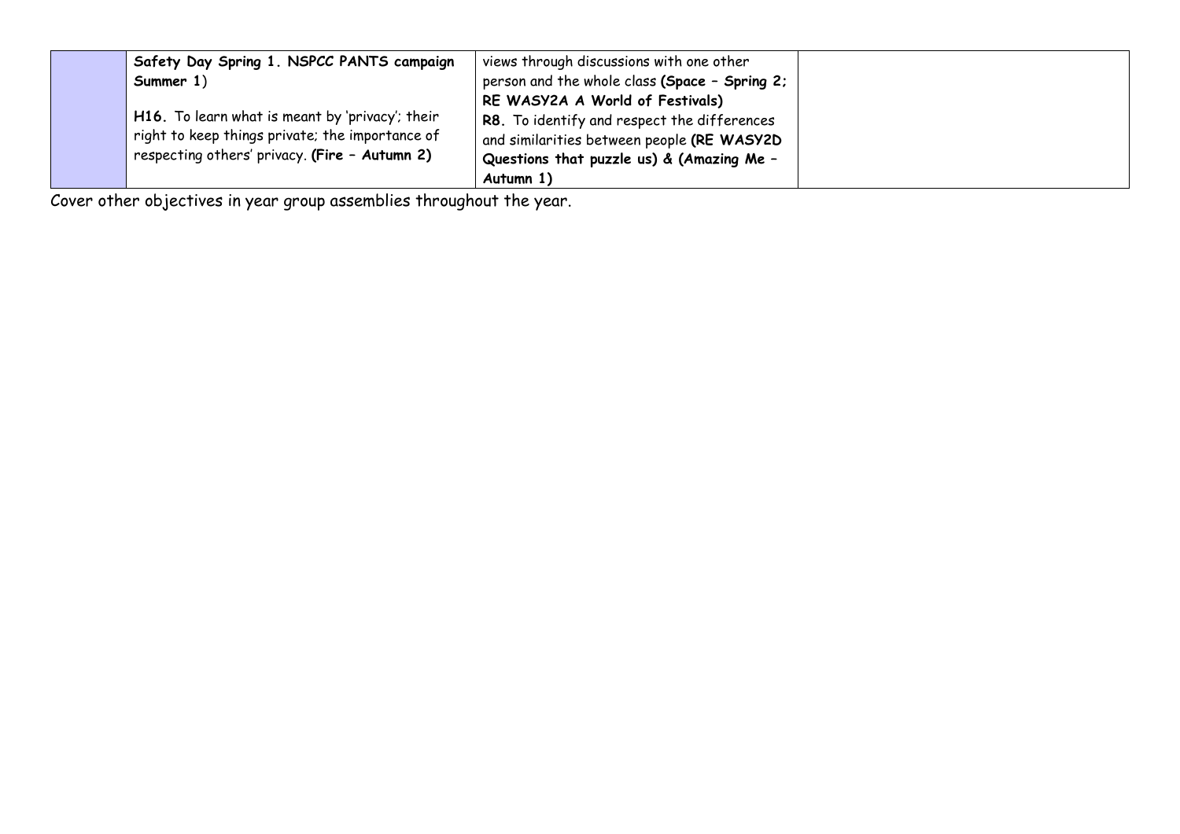| | | | |
|---|---|---|---|
| | **Safety Day Spring 1. NSPCC PANTS campaign Summer 1**)<br><br>**H16.** To learn what is meant by 'privacy'; their right to keep things private; the importance of respecting others' privacy. **(Fire – Autumn 2)** | views through discussions with one other person and the whole class **(Space – Spring 2; RE WASY2A A World of Festivals)**<br>**R8.** To identify and respect the differences and similarities between people **(RE WASY2D Questions that puzzle us) & (Amazing Me – Autumn 1)** | |

Cover other objectives in year group assemblies throughout the year.